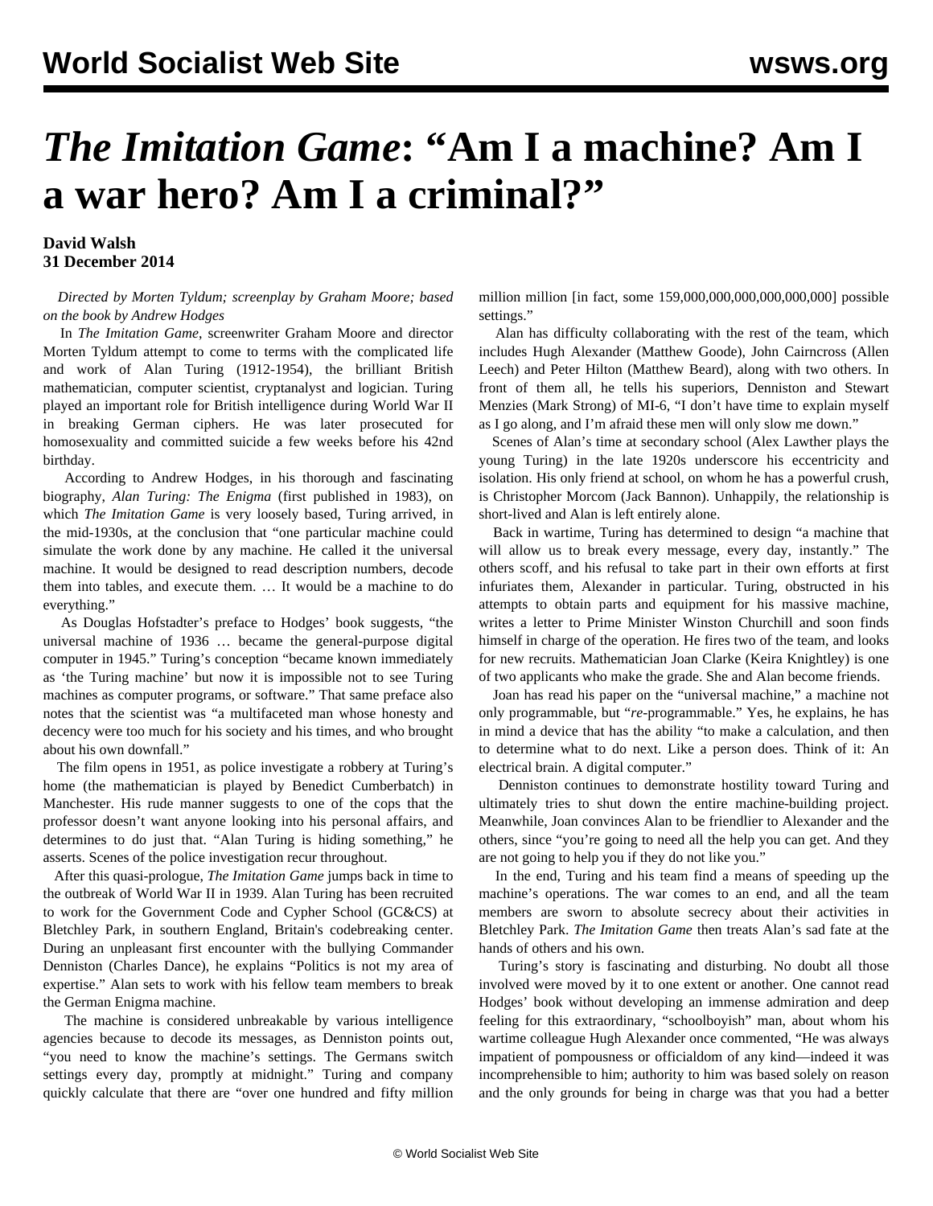# *The Imitation Game*: "Am I a machine? Am I a war hero? Am I a criminal?"

**David Walsh**
**31 December 2014**

*Directed by Morten Tyldum; screenplay by Graham Moore; based on the book by Andrew Hodges*

In *The Imitation Game*, screenwriter Graham Moore and director Morten Tyldum attempt to come to terms with the complicated life and work of Alan Turing (1912-1954), the brilliant British mathematician, computer scientist, cryptanalyst and logician. Turing played an important role for British intelligence during World War II in breaking German ciphers. He was later prosecuted for homosexuality and committed suicide a few weeks before his 42nd birthday.

According to Andrew Hodges, in his thorough and fascinating biography, *Alan Turing: The Enigma* (first published in 1983), on which *The Imitation Game* is very loosely based, Turing arrived, in the mid-1930s, at the conclusion that "one particular machine could simulate the work done by any machine. He called it the universal machine. It would be designed to read description numbers, decode them into tables, and execute them. … It would be a machine to do everything."

As Douglas Hofstadter's preface to Hodges' book suggests, "the universal machine of 1936 … became the general-purpose digital computer in 1945." Turing's conception "became known immediately as 'the Turing machine' but now it is impossible not to see Turing machines as computer programs, or software." That same preface also notes that the scientist was "a multifaceted man whose honesty and decency were too much for his society and his times, and who brought about his own downfall."

The film opens in 1951, as police investigate a robbery at Turing's home (the mathematician is played by Benedict Cumberbatch) in Manchester. His rude manner suggests to one of the cops that the professor doesn't want anyone looking into his personal affairs, and determines to do just that. "Alan Turing is hiding something," he asserts. Scenes of the police investigation recur throughout.

After this quasi-prologue, *The Imitation Game* jumps back in time to the outbreak of World War II in 1939. Alan Turing has been recruited to work for the Government Code and Cypher School (GC&CS) at Bletchley Park, in southern England, Britain's codebreaking center. During an unpleasant first encounter with the bullying Commander Denniston (Charles Dance), he explains "Politics is not my area of expertise." Alan sets to work with his fellow team members to break the German Enigma machine.

The machine is considered unbreakable by various intelligence agencies because to decode its messages, as Denniston points out, "you need to know the machine's settings. The Germans switch settings every day, promptly at midnight." Turing and company quickly calculate that there are "over one hundred and fifty million million million [in fact, some 159,000,000,000,000,000,000] possible settings."

Alan has difficulty collaborating with the rest of the team, which includes Hugh Alexander (Matthew Goode), John Cairncross (Allen Leech) and Peter Hilton (Matthew Beard), along with two others. In front of them all, he tells his superiors, Denniston and Stewart Menzies (Mark Strong) of MI-6, "I don't have time to explain myself as I go along, and I'm afraid these men will only slow me down."

Scenes of Alan's time at secondary school (Alex Lawther plays the young Turing) in the late 1920s underscore his eccentricity and isolation. His only friend at school, on whom he has a powerful crush, is Christopher Morcom (Jack Bannon). Unhappily, the relationship is short-lived and Alan is left entirely alone.

Back in wartime, Turing has determined to design "a machine that will allow us to break every message, every day, instantly." The others scoff, and his refusal to take part in their own efforts at first infuriates them, Alexander in particular. Turing, obstructed in his attempts to obtain parts and equipment for his massive machine, writes a letter to Prime Minister Winston Churchill and soon finds himself in charge of the operation. He fires two of the team, and looks for new recruits. Mathematician Joan Clarke (Keira Knightley) is one of two applicants who make the grade. She and Alan become friends.

Joan has read his paper on the "universal machine," a machine not only programmable, but "*re*-programmable." Yes, he explains, he has in mind a device that has the ability "to make a calculation, and then to determine what to do next. Like a person does. Think of it: An electrical brain. A digital computer."

Denniston continues to demonstrate hostility toward Turing and ultimately tries to shut down the entire machine-building project. Meanwhile, Joan convinces Alan to be friendlier to Alexander and the others, since "you're going to need all the help you can get. And they are not going to help you if they do not like you."

In the end, Turing and his team find a means of speeding up the machine's operations. The war comes to an end, and all the team members are sworn to absolute secrecy about their activities in Bletchley Park. *The Imitation Game* then treats Alan's sad fate at the hands of others and his own.

Turing's story is fascinating and disturbing. No doubt all those involved were moved by it to one extent or another. One cannot read Hodges' book without developing an immense admiration and deep feeling for this extraordinary, "schoolboyish" man, about whom his wartime colleague Hugh Alexander once commented, "He was always impatient of pompousness or officialdom of any kind—indeed it was incomprehensible to him; authority to him was based solely on reason and the only grounds for being in charge was that you had a better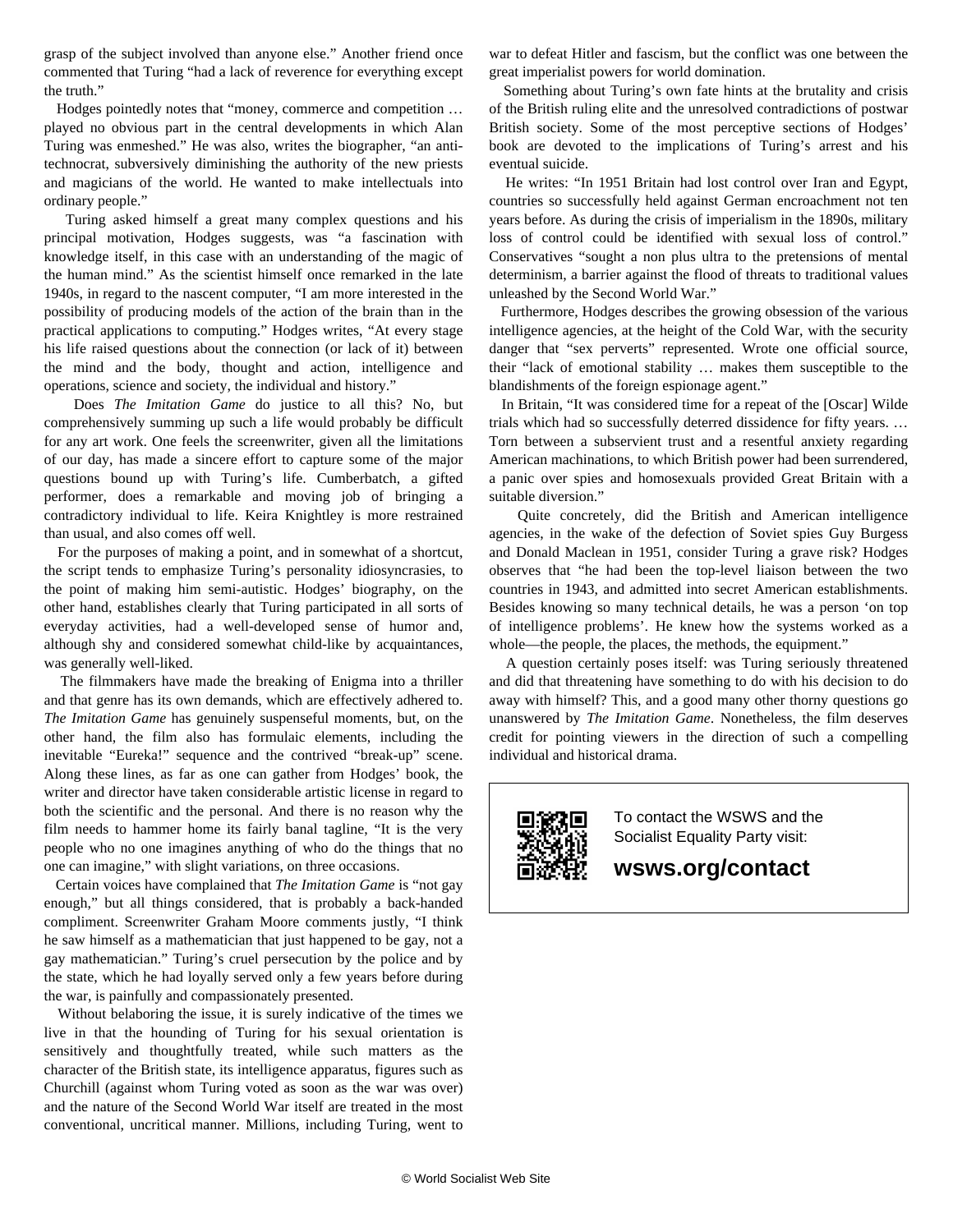grasp of the subject involved than anyone else." Another friend once commented that Turing "had a lack of reverence for everything except the truth."

Hodges pointedly notes that "money, commerce and competition … played no obvious part in the central developments in which Alan Turing was enmeshed." He was also, writes the biographer, "an anti-technocrat, subversively diminishing the authority of the new priests and magicians of the world. He wanted to make intellectuals into ordinary people."

Turing asked himself a great many complex questions and his principal motivation, Hodges suggests, was "a fascination with knowledge itself, in this case with an understanding of the magic of the human mind." As the scientist himself once remarked in the late 1940s, in regard to the nascent computer, "I am more interested in the possibility of producing models of the action of the brain than in the practical applications to computing." Hodges writes, "At every stage his life raised questions about the connection (or lack of it) between the mind and the body, thought and action, intelligence and operations, science and society, the individual and history."

Does *The Imitation Game* do justice to all this? No, but comprehensively summing up such a life would probably be difficult for any art work. One feels the screenwriter, given all the limitations of our day, has made a sincere effort to capture some of the major questions bound up with Turing's life. Cumberbatch, a gifted performer, does a remarkable and moving job of bringing a contradictory individual to life. Keira Knightley is more restrained than usual, and also comes off well.

For the purposes of making a point, and in somewhat of a shortcut, the script tends to emphasize Turing's personality idiosyncrasies, to the point of making him semi-autistic. Hodges' biography, on the other hand, establishes clearly that Turing participated in all sorts of everyday activities, had a well-developed sense of humor and, although shy and considered somewhat child-like by acquaintances, was generally well-liked.

The filmmakers have made the breaking of Enigma into a thriller and that genre has its own demands, which are effectively adhered to. *The Imitation Game* has genuinely suspenseful moments, but, on the other hand, the film also has formulaic elements, including the inevitable "Eureka!" sequence and the contrived "break-up" scene. Along these lines, as far as one can gather from Hodges' book, the writer and director have taken considerable artistic license in regard to both the scientific and the personal. And there is no reason why the film needs to hammer home its fairly banal tagline, "It is the very people who no one imagines anything of who do the things that no one can imagine," with slight variations, on three occasions.

Certain voices have complained that *The Imitation Game* is "not gay enough," but all things considered, that is probably a back-handed compliment. Screenwriter Graham Moore comments justly, "I think he saw himself as a mathematician that just happened to be gay, not a gay mathematician." Turing's cruel persecution by the police and by the state, which he had loyally served only a few years before during the war, is painfully and compassionately presented.

Without belaboring the issue, it is surely indicative of the times we live in that the hounding of Turing for his sexual orientation is sensitively and thoughtfully treated, while such matters as the character of the British state, its intelligence apparatus, figures such as Churchill (against whom Turing voted as soon as the war was over) and the nature of the Second World War itself are treated in the most conventional, uncritical manner. Millions, including Turing, went to war to defeat Hitler and fascism, but the conflict was one between the great imperialist powers for world domination.

Something about Turing's own fate hints at the brutality and crisis of the British ruling elite and the unresolved contradictions of postwar British society. Some of the most perceptive sections of Hodges' book are devoted to the implications of Turing's arrest and his eventual suicide.

He writes: "In 1951 Britain had lost control over Iran and Egypt, countries so successfully held against German encroachment not ten years before. As during the crisis of imperialism in the 1890s, military loss of control could be identified with sexual loss of control." Conservatives "sought a non plus ultra to the pretensions of mental determinism, a barrier against the flood of threats to traditional values unleashed by the Second World War."

Furthermore, Hodges describes the growing obsession of the various intelligence agencies, at the height of the Cold War, with the security danger that "sex perverts" represented. Wrote one official source, their "lack of emotional stability … makes them susceptible to the blandishments of the foreign espionage agent."

In Britain, "It was considered time for a repeat of the [Oscar] Wilde trials which had so successfully deterred dissidence for fifty years. … Torn between a subservient trust and a resentful anxiety regarding American machinations, to which British power had been surrendered, a panic over spies and homosexuals provided Great Britain with a suitable diversion."

Quite concretely, did the British and American intelligence agencies, in the wake of the defection of Soviet spies Guy Burgess and Donald Maclean in 1951, consider Turing a grave risk? Hodges observes that "he had been the top-level liaison between the two countries in 1943, and admitted into secret American establishments. Besides knowing so many technical details, he was a person 'on top of intelligence problems'. He knew how the systems worked as a whole—the people, the places, the methods, the equipment."

A question certainly poses itself: was Turing seriously threatened and did that threatening have something to do with his decision to do away with himself? This, and a good many other thorny questions go unanswered by *The Imitation Game*. Nonetheless, the film deserves credit for pointing viewers in the direction of such a compelling individual and historical drama.

To contact the WSWS and the Socialist Equality Party visit:

**wsws.org/contact**